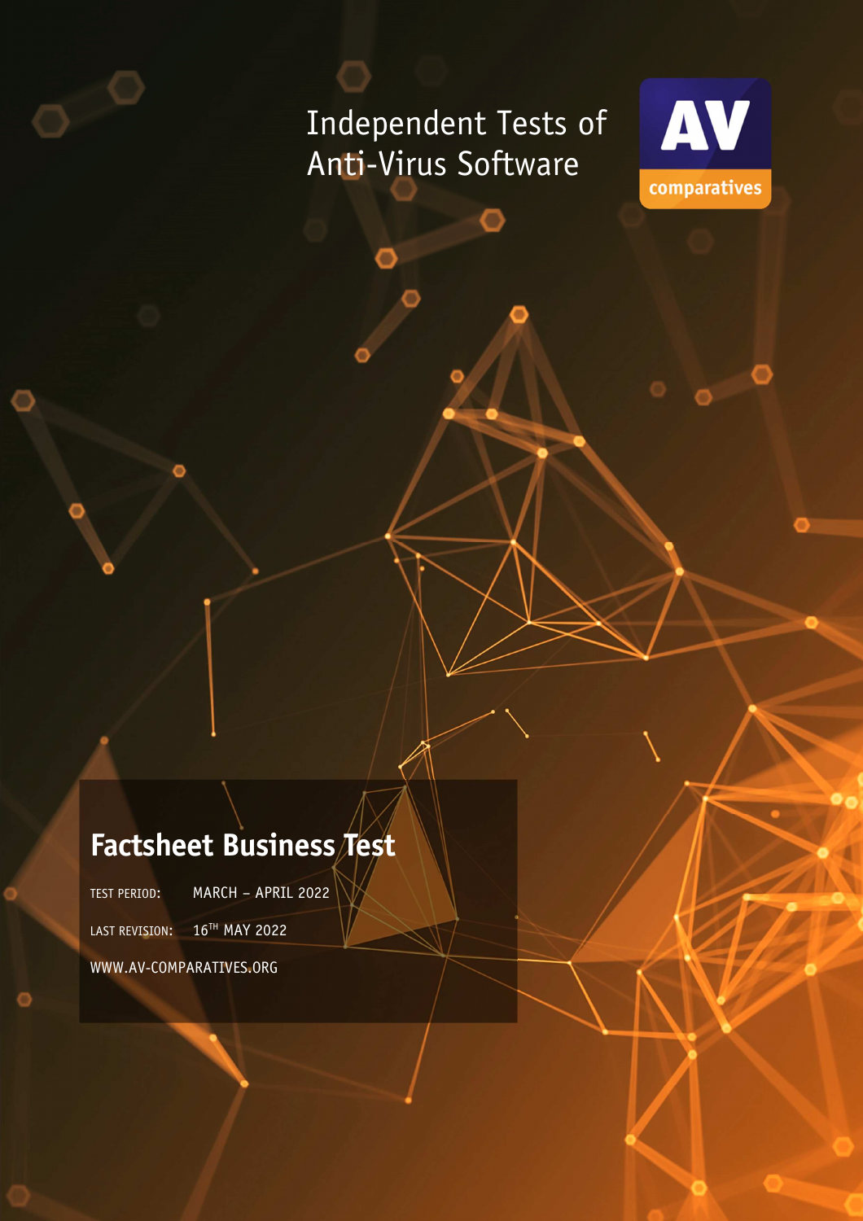Independent Tests of Anti-Virus Software

AV comparatives

# Factsheet Business Test

TEST PERIOD: MARCH – APRIL 2022

LAST REVISION: 16TH MAY 2022

WWW.AV-COMPARATIVES.ORG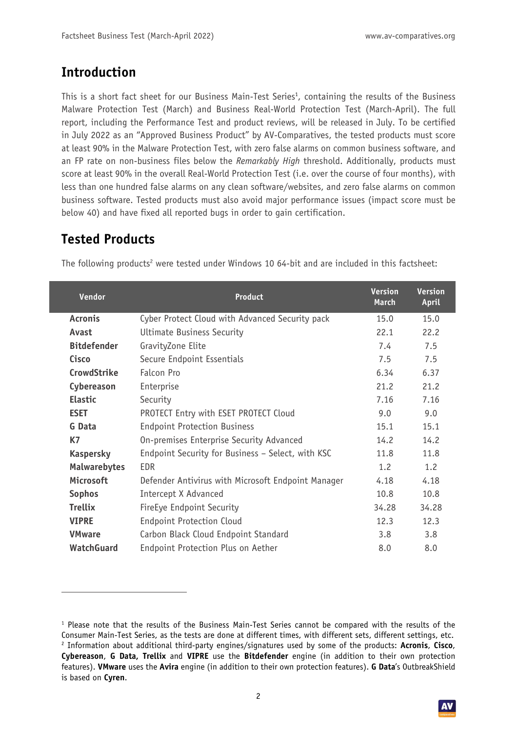## Introduction

This is a short fact sheet for our Business Main-Test Series[1], containing the results of the Business Malware Protection Test (March) and Business Real-World Protection Test (March-April). The full report, including the Performance Test and product reviews, will be released in July. To be certified in July 2022 as an "Approved Business Product" by AV-Comparatives, the tested products must score at least 90% in the Malware Protection Test, with zero false alarms on common business software, and an FP rate on non-business files below the *Remarkably High* threshold. Additionally, products must score at least 90% in the overall Real-World Protection Test (i.e. over the course of four months), with less than one hundred false alarms on any clean software/websites, and zero false alarms on common business software. Tested products must also avoid major performance issues (impact score must be below 40) and have fixed all reported bugs in order to gain certification.

## Tested Products

The following products[2] were tested under Windows 10 64-bit and are included in this factsheet:

| Vendor | Product | Version March | Version April |
|---|---|---|---|
| **Acronis** | Cyber Protect Cloud with Advanced Security pack | 15.0 | 15.0 |
| **Avast** | Ultimate Business Security | 22.1 | 22.2 |
| **Bitdefender** | GravityZone Elite | 7.4 | 7.5 |
| **Cisco** | Secure Endpoint Essentials | 7.5 | 7.5 |
| **CrowdStrike** | Falcon Pro | 6.34 | 6.37 |
| **Cybereason** | Enterprise | 21.2 | 21.2 |
| **Elastic** | Security | 7.16 | 7.16 |
| **ESET** | PROTECT Entry with ESET PROTECT Cloud | 9.0 | 9.0 |
| **G Data** | Endpoint Protection Business | 15.1 | 15.1 |
| **K7** | On-premises Enterprise Security Advanced | 14.2 | 14.2 |
| **Kaspersky** | Endpoint Security for Business – Select, with KSC | 11.8 | 11.8 |
| **Malwarebytes** | EDR | 1.2 | 1.2 |
| **Microsoft** | Defender Antivirus with Microsoft Endpoint Manager | 4.18 | 4.18 |
| **Sophos** | Intercept X Advanced | 10.8 | 10.8 |
| **Trellix** | FireEye Endpoint Security | 34.28 | 34.28 |
| **VIPRE** | Endpoint Protection Cloud | 12.3 | 12.3 |
| **VMware** | Carbon Black Cloud Endpoint Standard | 3.8 | 3.8 |
| **WatchGuard** | Endpoint Protection Plus on Aether | 8.0 | 8.0 |

---

[1] Please note that the results of the Business Main-Test Series cannot be compared with the results of the Consumer Main-Test Series, as the tests are done at different times, with different sets, different settings, etc.
[2] Information about additional third-party engines/signatures used by some of the products: **Acronis**, **Cisco**, **Cybereason**, **G Data, Trellix** and **VIPRE** use the **Bitdefender** engine (in addition to their own protection features). **VMware** uses the **Avira** engine (in addition to their own protection features). **G Data**'s OutbreakShield is based on **Cyren**.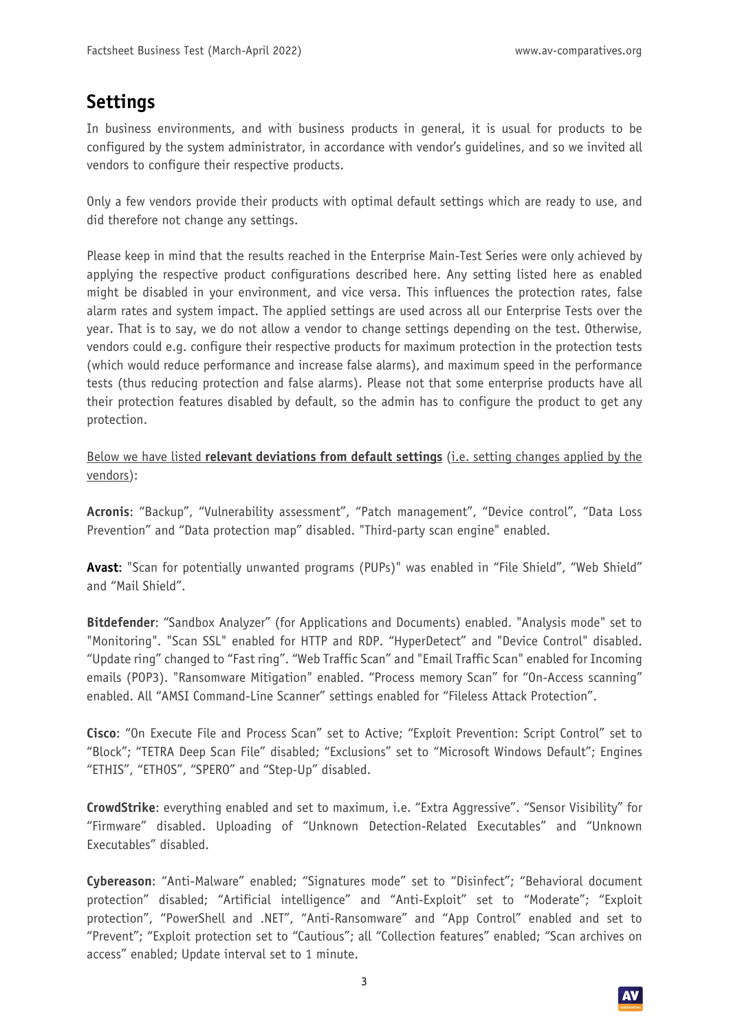## Settings

In business environments, and with business products in general, it is usual for products to be configured by the system administrator, in accordance with vendor's guidelines, and so we invited all vendors to configure their respective products.

Only a few vendors provide their products with optimal default settings which are ready to use, and did therefore not change any settings.

Please keep in mind that the results reached in the Enterprise Main-Test Series were only achieved by applying the respective product configurations described here. Any setting listed here as enabled might be disabled in your environment, and vice versa. This influences the protection rates, false alarm rates and system impact. The applied settings are used across all our Enterprise Tests over the year. That is to say, we do not allow a vendor to change settings depending on the test. Otherwise, vendors could e.g. configure their respective products for maximum protection in the protection tests (which would reduce performance and increase false alarms), and maximum speed in the performance tests (thus reducing protection and false alarms). Please not that some enterprise products have all their protection features disabled by default, so the admin has to configure the product to get any protection.

Below we have listed **relevant deviations from default settings** (i.e. setting changes applied by the vendors):

**Acronis**: "Backup", "Vulnerability assessment", "Patch management", "Device control", "Data Loss Prevention" and "Data protection map" disabled. "Third-party scan engine" enabled.

**Avast**: "Scan for potentially unwanted programs (PUPs)" was enabled in "File Shield", "Web Shield" and "Mail Shield".

**Bitdefender**: "Sandbox Analyzer" (for Applications and Documents) enabled. "Analysis mode" set to "Monitoring". "Scan SSL" enabled for HTTP and RDP. "HyperDetect" and "Device Control" disabled. "Update ring" changed to "Fast ring". "Web Traffic Scan" and "Email Traffic Scan" enabled for Incoming emails (POP3). "Ransomware Mitigation" enabled. "Process memory Scan" for "On-Access scanning" enabled. All "AMSI Command-Line Scanner" settings enabled for "Fileless Attack Protection".

**Cisco**: "On Execute File and Process Scan" set to Active; "Exploit Prevention: Script Control" set to "Block"; "TETRA Deep Scan File" disabled; "Exclusions" set to "Microsoft Windows Default"; Engines "ETHIS", "ETHOS", "SPERO" and "Step-Up" disabled.

**CrowdStrike**: everything enabled and set to maximum, i.e. "Extra Aggressive". "Sensor Visibility" for "Firmware" disabled. Uploading of "Unknown Detection-Related Executables" and "Unknown Executables" disabled.

**Cybereason**: "Anti-Malware" enabled; "Signatures mode" set to "Disinfect"; "Behavioral document protection" disabled; "Artificial intelligence" and "Anti-Exploit" set to "Moderate"; "Exploit protection", "PowerShell and .NET", "Anti-Ransomware" and "App Control" enabled and set to "Prevent"; "Exploit protection set to "Cautious"; all "Collection features" enabled; "Scan archives on access" enabled; Update interval set to 1 minute.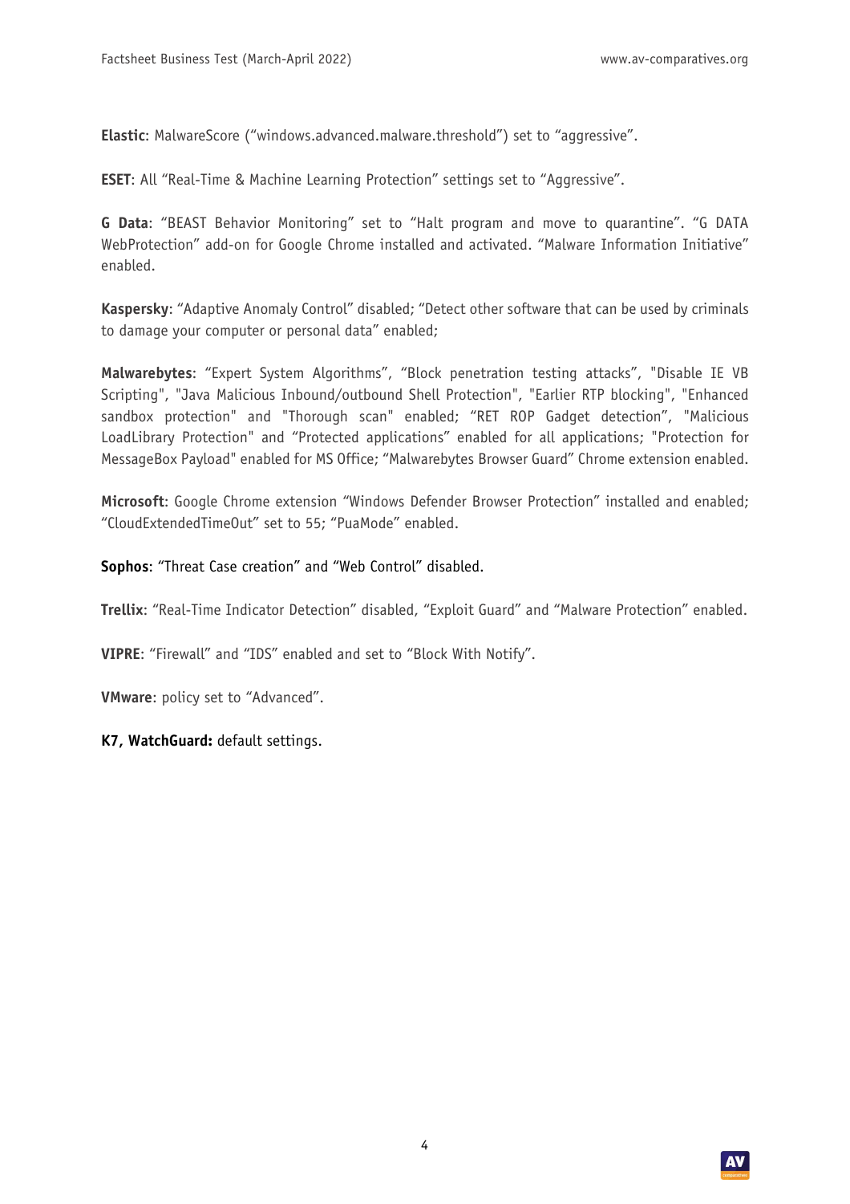**Elastic**: MalwareScore ("windows.advanced.malware.threshold") set to "aggressive".

**ESET**: All "Real-Time & Machine Learning Protection" settings set to "Aggressive".

**G Data**: "BEAST Behavior Monitoring" set to "Halt program and move to quarantine". "G DATA WebProtection" add-on for Google Chrome installed and activated. "Malware Information Initiative" enabled.

**Kaspersky**: "Adaptive Anomaly Control" disabled; "Detect other software that can be used by criminals to damage your computer or personal data" enabled;

**Malwarebytes**: "Expert System Algorithms", "Block penetration testing attacks", "Disable IE VB Scripting", "Java Malicious Inbound/outbound Shell Protection", "Earlier RTP blocking", "Enhanced sandbox protection" and "Thorough scan" enabled; "RET ROP Gadget detection", "Malicious LoadLibrary Protection" and "Protected applications" enabled for all applications; "Protection for MessageBox Payload" enabled for MS Office; "Malwarebytes Browser Guard" Chrome extension enabled.

**Microsoft**: Google Chrome extension "Windows Defender Browser Protection" installed and enabled; "CloudExtendedTimeOut" set to 55; "PuaMode" enabled.

**Sophos**: "Threat Case creation" and "Web Control" disabled.

**Trellix**: "Real-Time Indicator Detection" disabled, "Exploit Guard" and "Malware Protection" enabled.

**VIPRE**: "Firewall" and "IDS" enabled and set to "Block With Notify".

**VMware**: policy set to "Advanced".

**K7, WatchGuard:** default settings.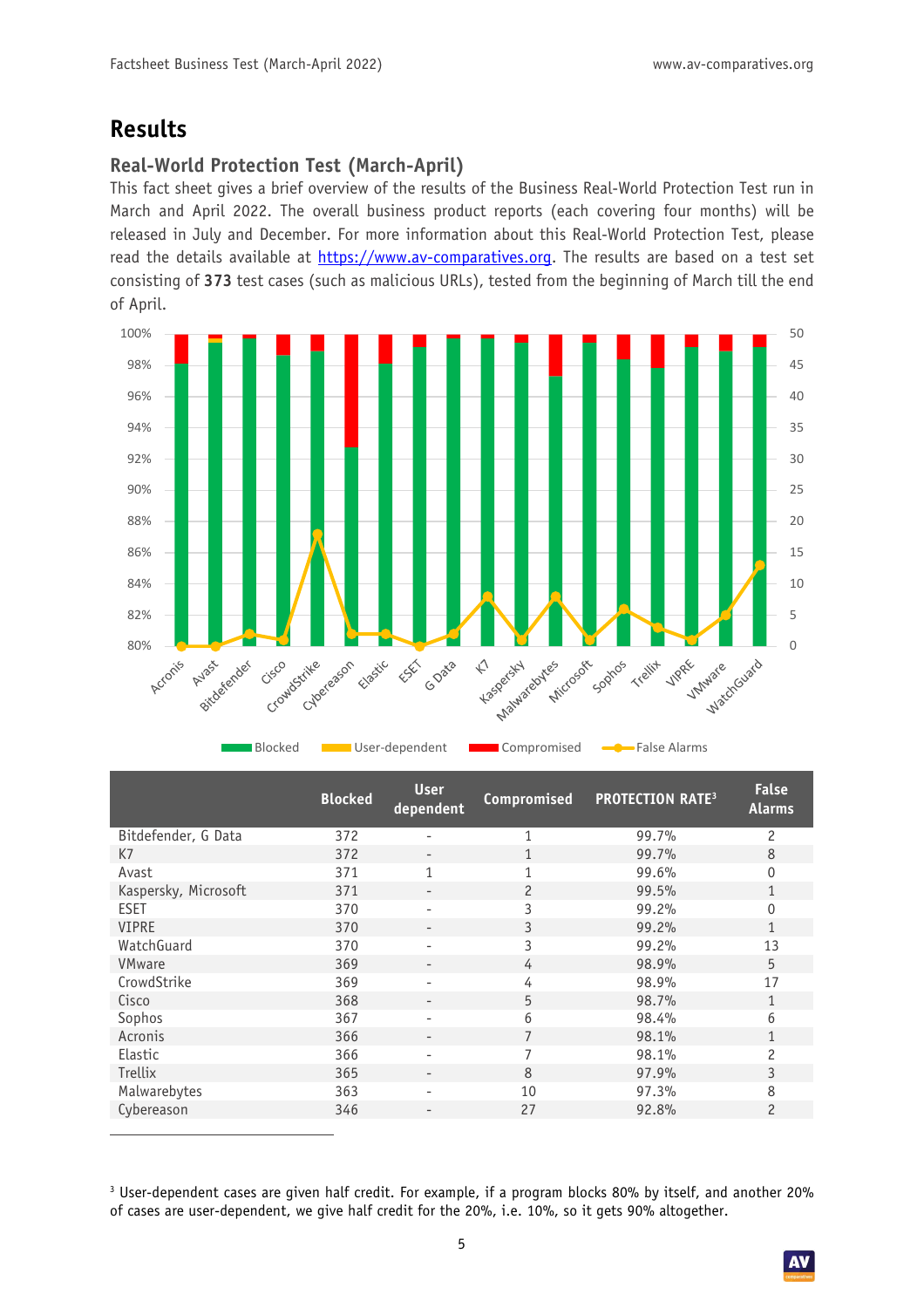# Results

## Real-World Protection Test (March-April)

This fact sheet gives a brief overview of the results of the Business Real-World Protection Test run in March and April 2022. The overall business product reports (each covering four months) will be released in July and December. For more information about this Real-World Protection Test, please read the details available at https://www.av-comparatives.org. The results are based on a test set consisting of **373** test cases (such as malicious URLs), tested from the beginning of March till the end of April.

| | Blocked | User dependent | Compromised | PROTECTION RATE[3] | False Alarms |
|---|---|---|---|---|---|
| Bitdefender, G Data | 372 | - | 1 | 99.7% | 2 |
| K7 | 372 | - | 1 | 99.7% | 8 |
| Avast | 371 | 1 | 1 | 99.6% | 0 |
| Kaspersky, Microsoft | 371 | - | 2 | 99.5% | 1 |
| ESET | 370 | - | 3 | 99.2% | 0 |
| VIPRE | 370 | - | 3 | 99.2% | 1 |
| WatchGuard | 370 | - | 3 | 99.2% | 13 |
| VMware | 369 | - | 4 | 98.9% | 5 |
| CrowdStrike | 369 | - | 4 | 98.9% | 17 |
| Cisco | 368 | - | 5 | 98.7% | 1 |
| Sophos | 367 | - | 6 | 98.4% | 6 |
| Acronis | 366 | - | 7 | 98.1% | 1 |
| Elastic | 366 | - | 7 | 98.1% | 2 |
| Trellix | 365 | - | 8 | 97.9% | 3 |
| Malwarebytes | 363 | - | 10 | 97.3% | 8 |
| Cybereason | 346 | - | 27 | 92.8% | 2 |

[3] User-dependent cases are given half credit. For example, if a program blocks 80% by itself, and another 20% of cases are user-dependent, we give half credit for the 20%, i.e. 10%, so it gets 90% altogether.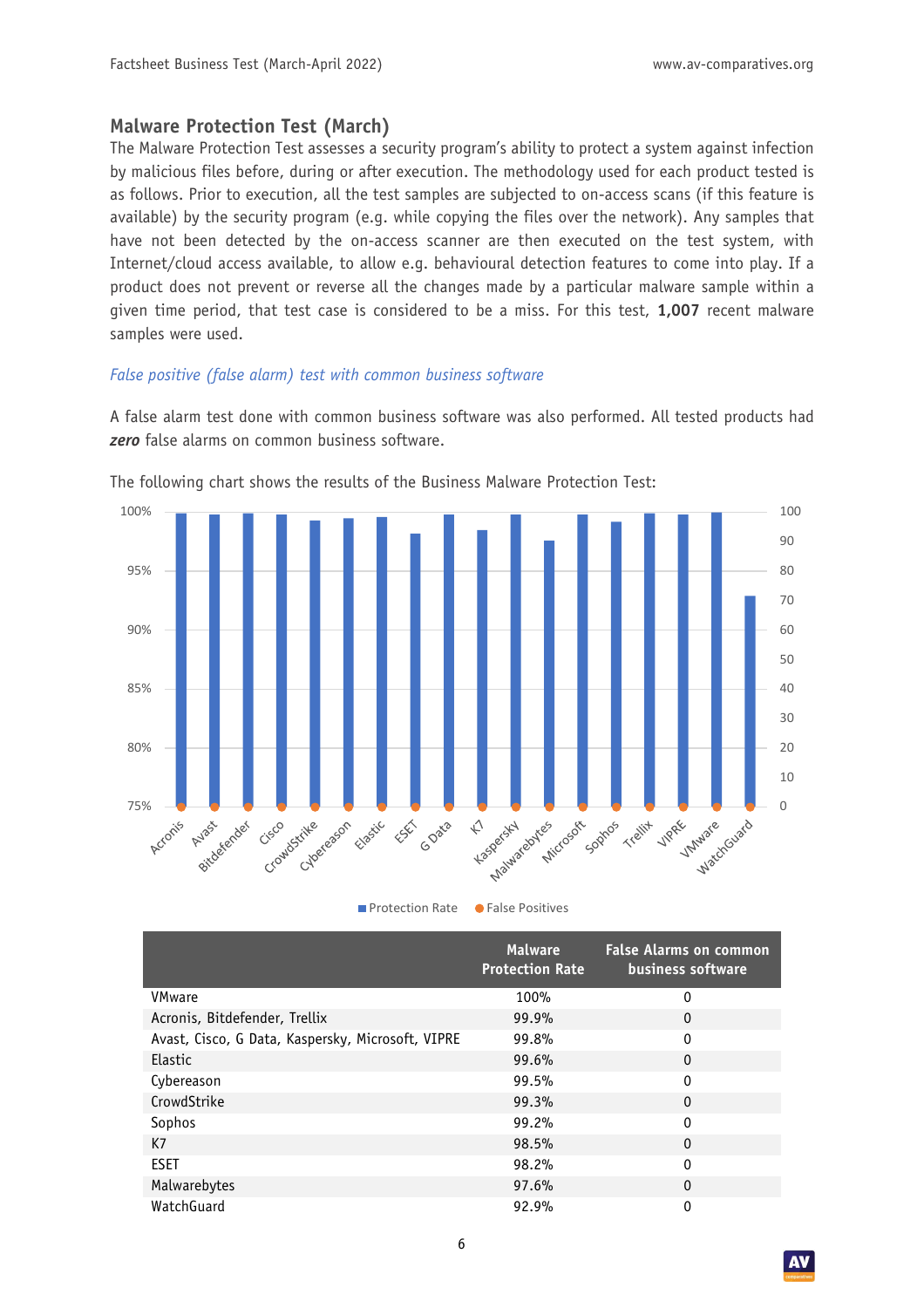## Malware Protection Test (March)

The Malware Protection Test assesses a security program's ability to protect a system against infection by malicious files before, during or after execution. The methodology used for each product tested is as follows. Prior to execution, all the test samples are subjected to on-access scans (if this feature is available) by the security program (e.g. while copying the files over the network). Any samples that have not been detected by the on-access scanner are then executed on the test system, with Internet/cloud access available, to allow e.g. behavioural detection features to come into play. If a product does not prevent or reverse all the changes made by a particular malware sample within a given time period, that test case is considered to be a miss. For this test, **1,007** recent malware samples were used.

### *False positive (false alarm) test with common business software*

A false alarm test done with common business software was also performed. All tested products had ***zero*** false alarms on common business software.

The following chart shows the results of the Business Malware Protection Test:

| | Malware Protection Rate | False Alarms on common business software |
|---|---|---|
| VMware | 100% | 0 |
| Acronis, Bitdefender, Trellix | 99.9% | 0 |
| Avast, Cisco, G Data, Kaspersky, Microsoft, VIPRE | 99.8% | 0 |
| Elastic | 99.6% | 0 |
| Cybereason | 99.5% | 0 |
| CrowdStrike | 99.3% | 0 |
| Sophos | 99.2% | 0 |
| K7 | 98.5% | 0 |
| ESET | 98.2% | 0 |
| Malwarebytes | 97.6% | 0 |
| WatchGuard | 92.9% | 0 |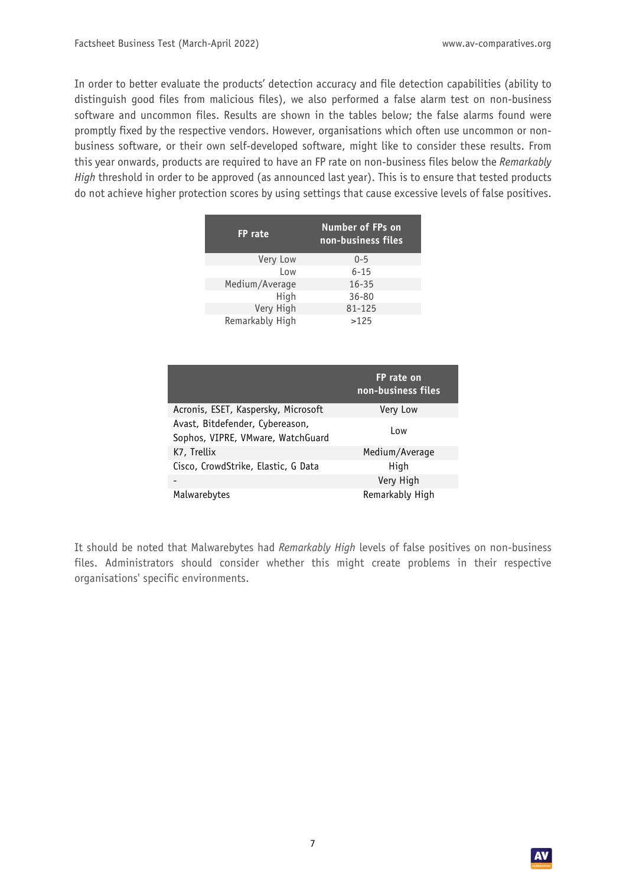In order to better evaluate the products' detection accuracy and file detection capabilities (ability to distinguish good files from malicious files), we also performed a false alarm test on non-business software and uncommon files. Results are shown in the tables below; the false alarms found were promptly fixed by the respective vendors. However, organisations which often use uncommon or non-business software, or their own self-developed software, might like to consider these results. From this year onwards, products are required to have an FP rate on non-business files below the *Remarkably High* threshold in order to be approved (as announced last year). This is to ensure that tested products do not achieve higher protection scores by using settings that cause excessive levels of false positives.

| FP rate | Number of FPs on non-business files |
|---|---|
| Very Low | 0-5 |
| Low | 6-15 |
| Medium/Average | 16-35 |
| High | 36-80 |
| Very High | 81-125 |
| Remarkably High | >125 |

| | FP rate on non-business files |
|---|---|
| Acronis, ESET, Kaspersky, Microsoft | Very Low |
| Avast, Bitdefender, Cybereason, Sophos, VIPRE, VMware, WatchGuard | Low |
| K7, Trellix | Medium/Average |
| Cisco, CrowdStrike, Elastic, G Data | High |
| - | Very High |
| Malwarebytes | Remarkably High |

It should be noted that Malwarebytes had *Remarkably High* levels of false positives on non-business files. Administrators should consider whether this might create problems in their respective organisations' specific environments.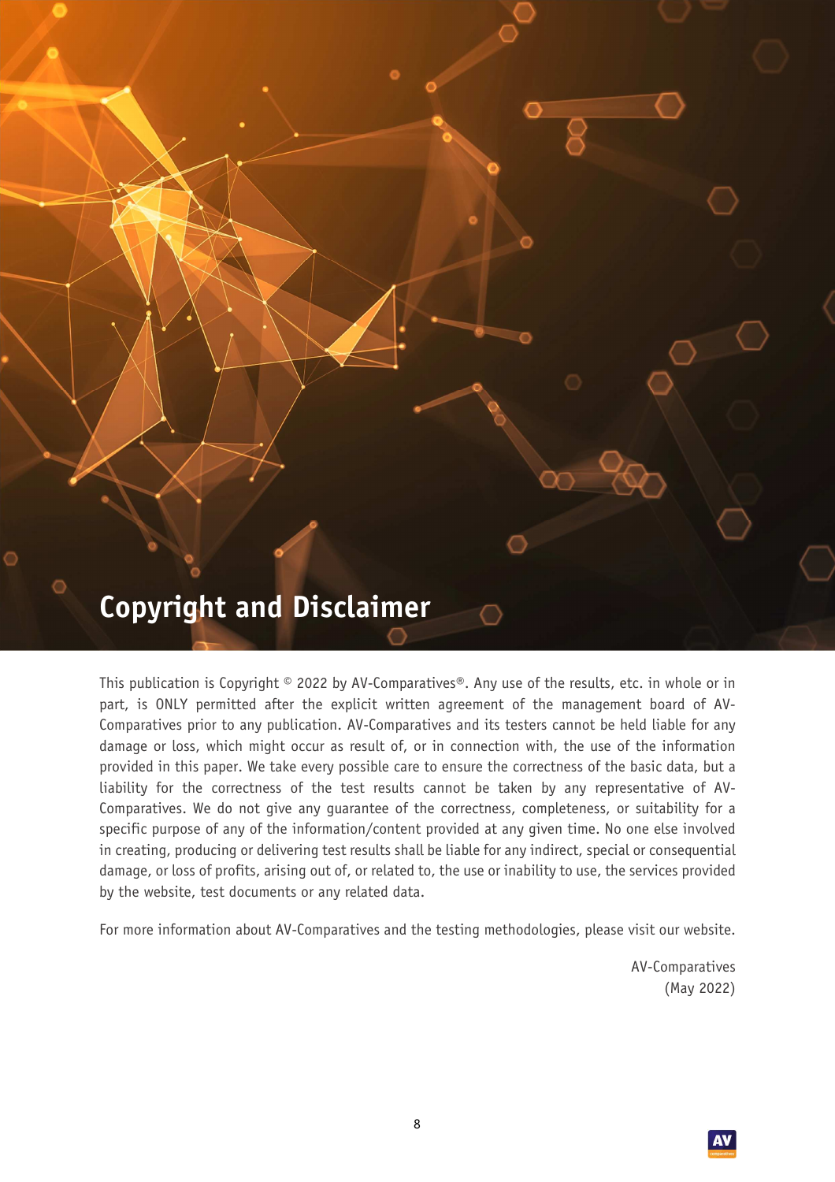# Copyright and Disclaimer

This publication is Copyright © 2022 by AV-Comparatives®. Any use of the results, etc. in whole or in part, is ONLY permitted after the explicit written agreement of the management board of AV-Comparatives prior to any publication. AV-Comparatives and its testers cannot be held liable for any damage or loss, which might occur as result of, or in connection with, the use of the information provided in this paper. We take every possible care to ensure the correctness of the basic data, but a liability for the correctness of the test results cannot be taken by any representative of AV-Comparatives. We do not give any guarantee of the correctness, completeness, or suitability for a specific purpose of any of the information/content provided at any given time. No one else involved in creating, producing or delivering test results shall be liable for any indirect, special or consequential damage, or loss of profits, arising out of, or related to, the use or inability to use, the services provided by the website, test documents or any related data.

For more information about AV-Comparatives and the testing methodologies, please visit our website.

AV-Comparatives
(May 2022)